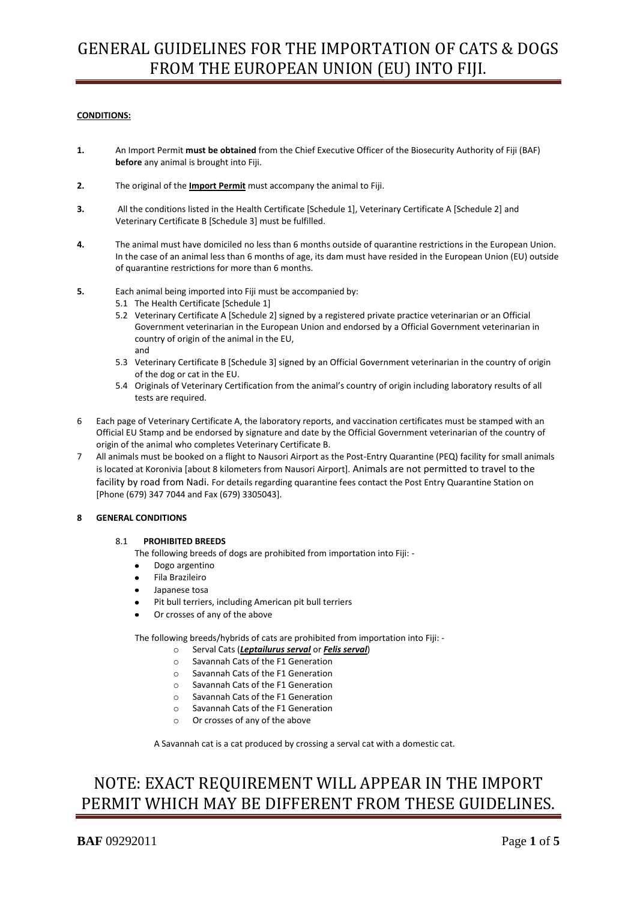# GENERAL GUIDELINES FOR THE IMPORTATION OF CATS & DOGS FROM THE EUROPEAN UNION (EU) INTO FIJI.

**CONDITIONS:**

**1.** An Import Permit **must be obtained** from the Chief Executive Officer of the Biosecurity Authority of Fiji (BAF) **before** any animal is brought into Fiji.

**2.** The original of the **Import Permit** must accompany the animal to Fiji.

**3.** All the conditions listed in the Health Certificate [Schedule 1], Veterinary Certificate A [Schedule 2] and Veterinary Certificate B [Schedule 3] must be fulfilled.

**4.** The animal must have domiciled no less than 6 months outside of quarantine restrictions in the European Union. In the case of an animal less than 6 months of age, its dam must have resided in the European Union (EU) outside of quarantine restrictions for more than 6 months.

**5.** Each animal being imported into Fiji must be accompanied by:

5.1 The Health Certificate [Schedule 1]

5.2 Veterinary Certificate A [Schedule 2] signed by a registered private practice veterinarian or an Official Government veterinarian in the European Union and endorsed by a Official Government veterinarian in country of origin of the animal in the EU,
and

5.3 Veterinary Certificate B [Schedule 3] signed by an Official Government veterinarian in the country of origin of the dog or cat in the EU.

5.4 Originals of Veterinary Certification from the animal's country of origin including laboratory results of all tests are required.

6 Each page of Veterinary Certificate A, the laboratory reports, and vaccination certificates must be stamped with an Official EU Stamp and be endorsed by signature and date by the Official Government veterinarian of the country of origin of the animal who completes Veterinary Certificate B.

7 All animals must be booked on a flight to Nausori Airport as the Post-Entry Quarantine (PEQ) facility for small animals is located at Koronivia [about 8 kilometers from Nausori Airport]. Animals are not permitted to travel to the facility by road from Nadi. For details regarding quarantine fees contact the Post Entry Quarantine Station on [Phone (679) 347 7044 and Fax (679) 3305043].

**8 GENERAL CONDITIONS**

8.1 **PROHIBITED BREEDS**

The following breeds of dogs are prohibited from importation into Fiji: -

- Dogo argentino
- Fila Brazileiro
- Japanese tosa
- Pit bull terriers, including American pit bull terriers
- Or crosses of any of the above

The following breeds/hybrids of cats are prohibited from importation into Fiji: -

- Serval Cats (***Leptailurus serval*** or ***Felis serval***)
- Savannah Cats of the F1 Generation
- Savannah Cats of the F1 Generation
- Savannah Cats of the F1 Generation
- Savannah Cats of the F1 Generation
- Savannah Cats of the F1 Generation
- Or crosses of any of the above

A Savannah cat is a cat produced by crossing a serval cat with a domestic cat.

# NOTE: EXACT REQUIREMENT WILL APPEAR IN THE IMPORT PERMIT WHICH MAY BE DIFFERENT FROM THESE GUIDELINES.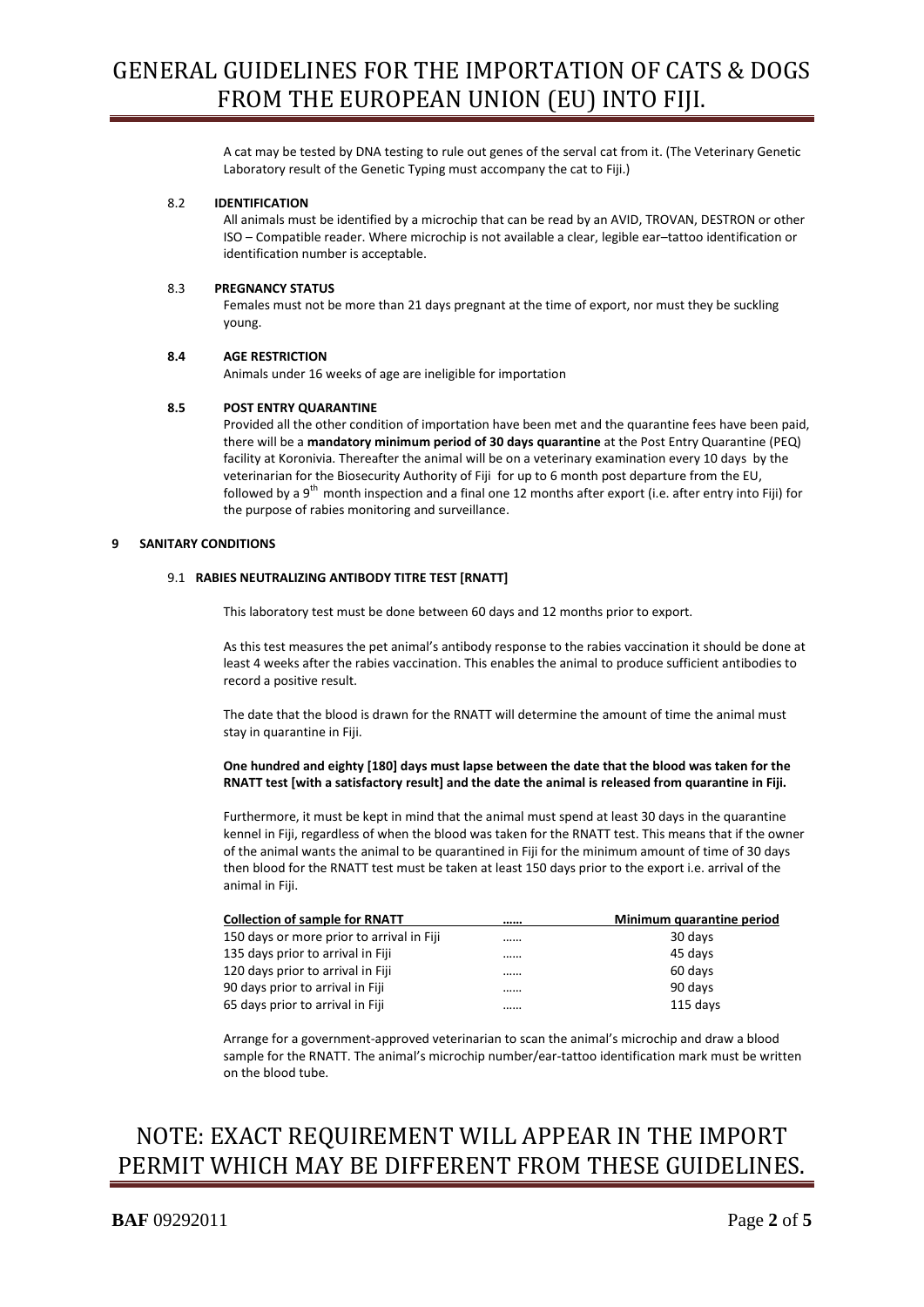A cat may be tested by DNA testing to rule out genes of the serval cat from it. (The Veterinary Genetic Laboratory result of the Genetic Typing must accompany the cat to Fiji.)

### 8.2 IDENTIFICATION

All animals must be identified by a microchip that can be read by an AVID, TROVAN, DESTRON or other ISO – Compatible reader. Where microchip is not available a clear, legible ear–tattoo identification or identification number is acceptable.

### 8.3 PREGNANCY STATUS

Females must not be more than 21 days pregnant at the time of export, nor must they be suckling young.

### 8.4 AGE RESTRICTION

Animals under 16 weeks of age are ineligible for importation

### 8.5 POST ENTRY QUARANTINE

Provided all the other condition of importation have been met and the quarantine fees have been paid, there will be a **mandatory minimum period of 30 days quarantine** at the Post Entry Quarantine (PEQ) facility at Koronivia. Thereafter the animal will be on a veterinary examination every 10 days by the veterinarian for the Biosecurity Authority of Fiji for up to 6 month post departure from the EU, followed by a 9th month inspection and a final one 12 months after export (i.e. after entry into Fiji) for the purpose of rabies monitoring and surveillance.

## 9 SANITARY CONDITIONS

### 9.1 RABIES NEUTRALIZING ANTIBODY TITRE TEST [RNATT]

This laboratory test must be done between 60 days and 12 months prior to export.

As this test measures the pet animal's antibody response to the rabies vaccination it should be done at least 4 weeks after the rabies vaccination. This enables the animal to produce sufficient antibodies to record a positive result.

The date that the blood is drawn for the RNATT will determine the amount of time the animal must stay in quarantine in Fiji.

**One hundred and eighty [180] days must lapse between the date that the blood was taken for the RNATT test [with a satisfactory result] and the date the animal is released from quarantine in Fiji.**

Furthermore, it must be kept in mind that the animal must spend at least 30 days in the quarantine kennel in Fiji, regardless of when the blood was taken for the RNATT test. This means that if the owner of the animal wants the animal to be quarantined in Fiji for the minimum amount of time of 30 days then blood for the RNATT test must be taken at least 150 days prior to the export i.e. arrival of the animal in Fiji.

| Collection of sample for RNATT | …… | Minimum quarantine period |
| --- | --- | --- |
| 150 days or more prior to arrival in Fiji | …… | 30 days |
| 135 days prior to arrival in Fiji | …… | 45 days |
| 120 days prior to arrival in Fiji | …… | 60 days |
| 90 days prior to arrival in Fiji | …… | 90 days |
| 65 days prior to arrival in Fiji | …… | 115 days |

Arrange for a government-approved veterinarian to scan the animal's microchip and draw a blood sample for the RNATT. The animal's microchip number/ear-tattoo identification mark must be written on the blood tube.

# NOTE: EXACT REQUIREMENT WILL APPEAR IN THE IMPORT PERMIT WHICH MAY BE DIFFERENT FROM THESE GUIDELINES.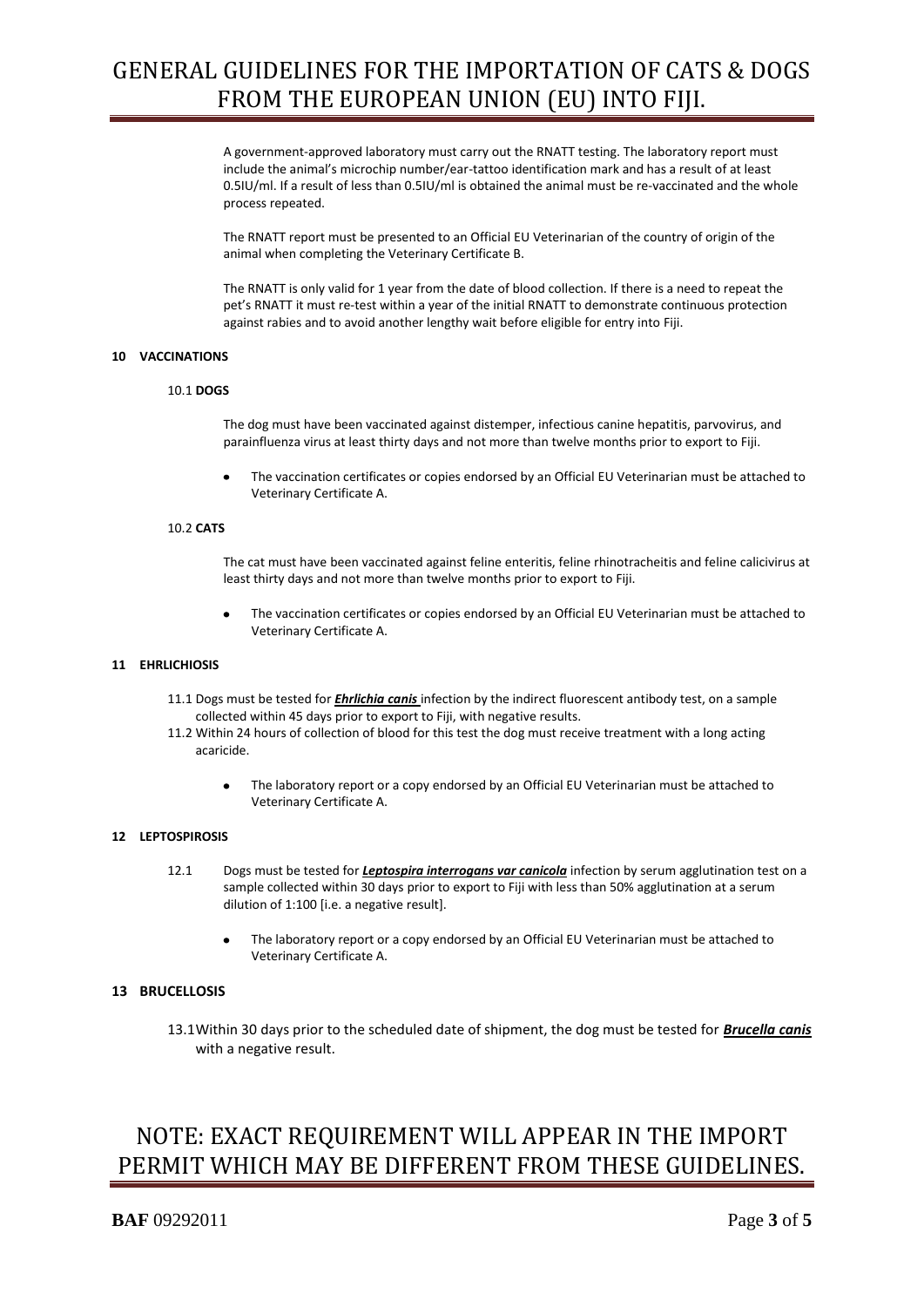A government-approved laboratory must carry out the RNATT testing. The laboratory report must include the animal's microchip number/ear-tattoo identification mark and has a result of at least 0.5IU/ml. If a result of less than 0.5IU/ml is obtained the animal must be re-vaccinated and the whole process repeated.

The RNATT report must be presented to an Official EU Veterinarian of the country of origin of the animal when completing the Veterinary Certificate B.

The RNATT is only valid for 1 year from the date of blood collection. If there is a need to repeat the pet's RNATT it must re-test within a year of the initial RNATT to demonstrate continuous protection against rabies and to avoid another lengthy wait before eligible for entry into Fiji.

## 10 VACCINATIONS

### 10.1 DOGS

The dog must have been vaccinated against distemper, infectious canine hepatitis, parvovirus, and parainfluenza virus at least thirty days and not more than twelve months prior to export to Fiji.

- The vaccination certificates or copies endorsed by an Official EU Veterinarian must be attached to Veterinary Certificate A.

### 10.2 CATS

The cat must have been vaccinated against feline enteritis, feline rhinotracheitis and feline calicivirus at least thirty days and not more than twelve months prior to export to Fiji.

- The vaccination certificates or copies endorsed by an Official EU Veterinarian must be attached to Veterinary Certificate A.

## 11 EHRLICHIOSIS

11.1 Dogs must be tested for ***Ehrlichia canis*** infection by the indirect fluorescent antibody test, on a sample collected within 45 days prior to export to Fiji, with negative results.

11.2 Within 24 hours of collection of blood for this test the dog must receive treatment with a long acting acaricide.

- The laboratory report or a copy endorsed by an Official EU Veterinarian must be attached to Veterinary Certificate A.

## 12 LEPTOSPIROSIS

12.1 Dogs must be tested for ***Leptospira interrogans var canicola*** infection by serum agglutination test on a sample collected within 30 days prior to export to Fiji with less than 50% agglutination at a serum dilution of 1:100 [i.e. a negative result].

- The laboratory report or a copy endorsed by an Official EU Veterinarian must be attached to Veterinary Certificate A.

## 13 BRUCELLOSIS

13.1 Within 30 days prior to the scheduled date of shipment, the dog must be tested for ***Brucella canis*** with a negative result.

NOTE: EXACT REQUIREMENT WILL APPEAR IN THE IMPORT PERMIT WHICH MAY BE DIFFERENT FROM THESE GUIDELINES.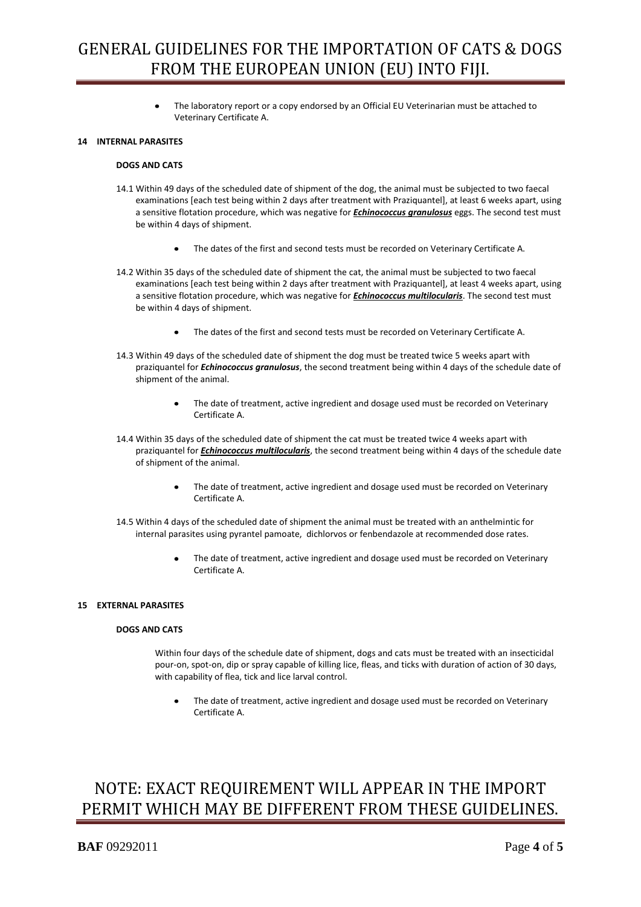- The laboratory report or a copy endorsed by an Official EU Veterinarian must be attached to Veterinary Certificate A.

## 14 INTERNAL PARASITES

### DOGS AND CATS

14.1 Within 49 days of the scheduled date of shipment of the dog, the animal must be subjected to two faecal examinations [each test being within 2 days after treatment with Praziquantel], at least 6 weeks apart, using a sensitive flotation procedure, which was negative for ***Echinococcus granulosus*** eggs. The second test must be within 4 days of shipment.

- The dates of the first and second tests must be recorded on Veterinary Certificate A.

14.2 Within 35 days of the scheduled date of shipment the cat, the animal must be subjected to two faecal examinations [each test being within 2 days after treatment with Praziquantel], at least 4 weeks apart, using a sensitive flotation procedure, which was negative for ***Echinococcus multilocularis***. The second test must be within 4 days of shipment.

- The dates of the first and second tests must be recorded on Veterinary Certificate A.

14.3 Within 49 days of the scheduled date of shipment the dog must be treated twice 5 weeks apart with praziquantel for ***Echinococcus granulosus***, the second treatment being within 4 days of the schedule date of shipment of the animal.

- The date of treatment, active ingredient and dosage used must be recorded on Veterinary Certificate A.

14.4 Within 35 days of the scheduled date of shipment the cat must be treated twice 4 weeks apart with praziquantel for ***Echinococcus multilocularis***, the second treatment being within 4 days of the schedule date of shipment of the animal.

- The date of treatment, active ingredient and dosage used must be recorded on Veterinary Certificate A.

14.5 Within 4 days of the scheduled date of shipment the animal must be treated with an anthelmintic for internal parasites using pyrantel pamoate, dichlorvos or fenbendazole at recommended dose rates.

- The date of treatment, active ingredient and dosage used must be recorded on Veterinary Certificate A.

## 15 EXTERNAL PARASITES

### DOGS AND CATS

Within four days of the schedule date of shipment, dogs and cats must be treated with an insecticidal pour-on, spot-on, dip or spray capable of killing lice, fleas, and ticks with duration of action of 30 days, with capability of flea, tick and lice larval control.

- The date of treatment, active ingredient and dosage used must be recorded on Veterinary Certificate A.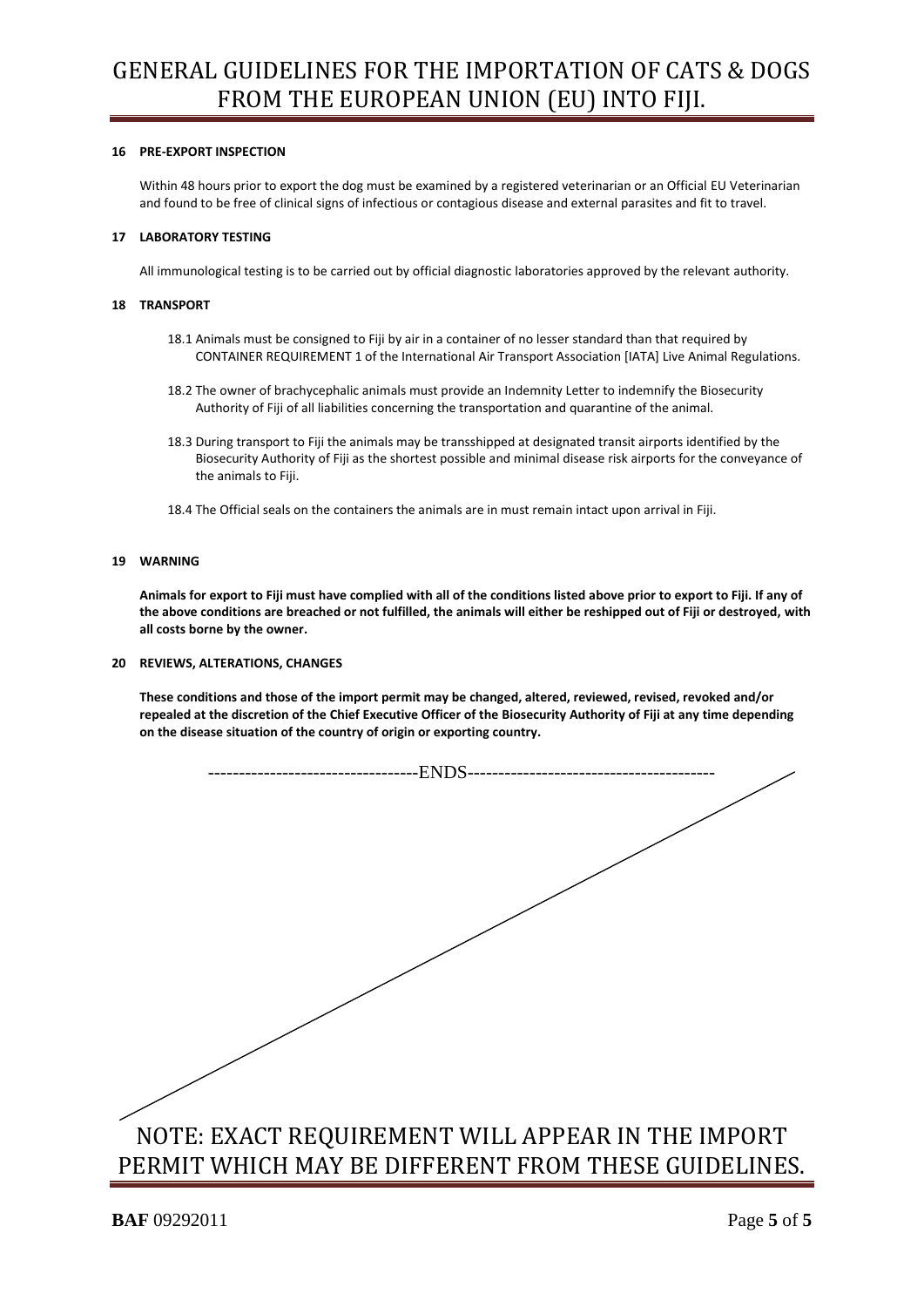#### 16 PRE-EXPORT INSPECTION

Within 48 hours prior to export the dog must be examined by a registered veterinarian or an Official EU Veterinarian and found to be free of clinical signs of infectious or contagious disease and external parasites and fit to travel.

#### 17 LABORATORY TESTING

All immunological testing is to be carried out by official diagnostic laboratories approved by the relevant authority.

#### 18 TRANSPORT

18.1 Animals must be consigned to Fiji by air in a container of no lesser standard than that required by CONTAINER REQUIREMENT 1 of the International Air Transport Association [IATA] Live Animal Regulations.

18.2 The owner of brachycephalic animals must provide an Indemnity Letter to indemnify the Biosecurity Authority of Fiji of all liabilities concerning the transportation and quarantine of the animal.

18.3 During transport to Fiji the animals may be transshipped at designated transit airports identified by the Biosecurity Authority of Fiji as the shortest possible and minimal disease risk airports for the conveyance of the animals to Fiji.

18.4 The Official seals on the containers the animals are in must remain intact upon arrival in Fiji.

#### 19 WARNING

**Animals for export to Fiji must have complied with all of the conditions listed above prior to export to Fiji. If any of the above conditions are breached or not fulfilled, the animals will either be reshipped out of Fiji or destroyed, with all costs borne by the owner.**

#### 20 REVIEWS, ALTERATIONS, CHANGES

**These conditions and those of the import permit may be changed, altered, reviewed, revised, revoked and/or repealed at the discretion of the Chief Executive Officer of the Biosecurity Authority of Fiji at any time depending on the disease situation of the country of origin or exporting country.**

---------------------------------ENDS---------------------------------------

NOTE: EXACT REQUIREMENT WILL APPEAR IN THE IMPORT PERMIT WHICH MAY BE DIFFERENT FROM THESE GUIDELINES.

**BAF** 09292011